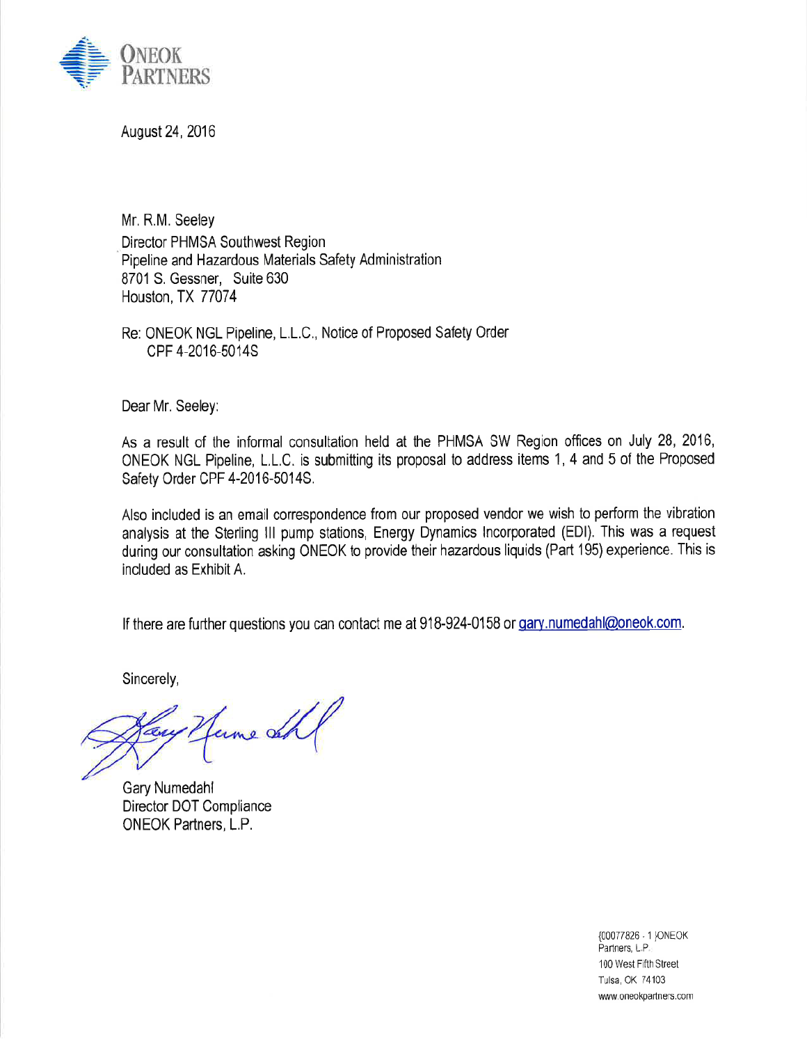ONEOK PARTNERS

August 24, 2016

Mr. R.M. Seeley
Director PHMSA Southwest Region
Pipeline and Hazardous Materials Safety Administration
8701 S. Gessner, Suite 630
Houston, TX 77074

Re: ONEOK NGL Pipeline, L.L.C., Notice of Proposed Safety Order
CPF 4-2016-5014S

Dear Mr. Seeley:

As a result of the informal consultation held at the PHMSA SW Region offices on July 28, 2016, ONEOK NGL Pipeline, L.L.C. is submitting its proposal to address items 1, 4 and 5 of the Proposed Safety Order CPF 4-2016-5014S.

Also included is an email correspondence from our proposed vendor we wish to perform the vibration analysis at the Sterling III pump stations, Energy Dynamics Incorporated (EDI). This was a request during our consultation asking ONEOK to provide their hazardous liquids (Part 195) experience. This is included as Exhibit A.

If there are further questions you can contact me at 918-924-0158 or gary.numedahl@oneok.com.

Sincerely,

Gary Numedahl
Director DOT Compliance
ONEOK Partners, L.P.

{00077826 - 1 }ONEOK Partners, L.P.
100 West Fifth Street
Tulsa, OK 74103
www.oneokpartners.com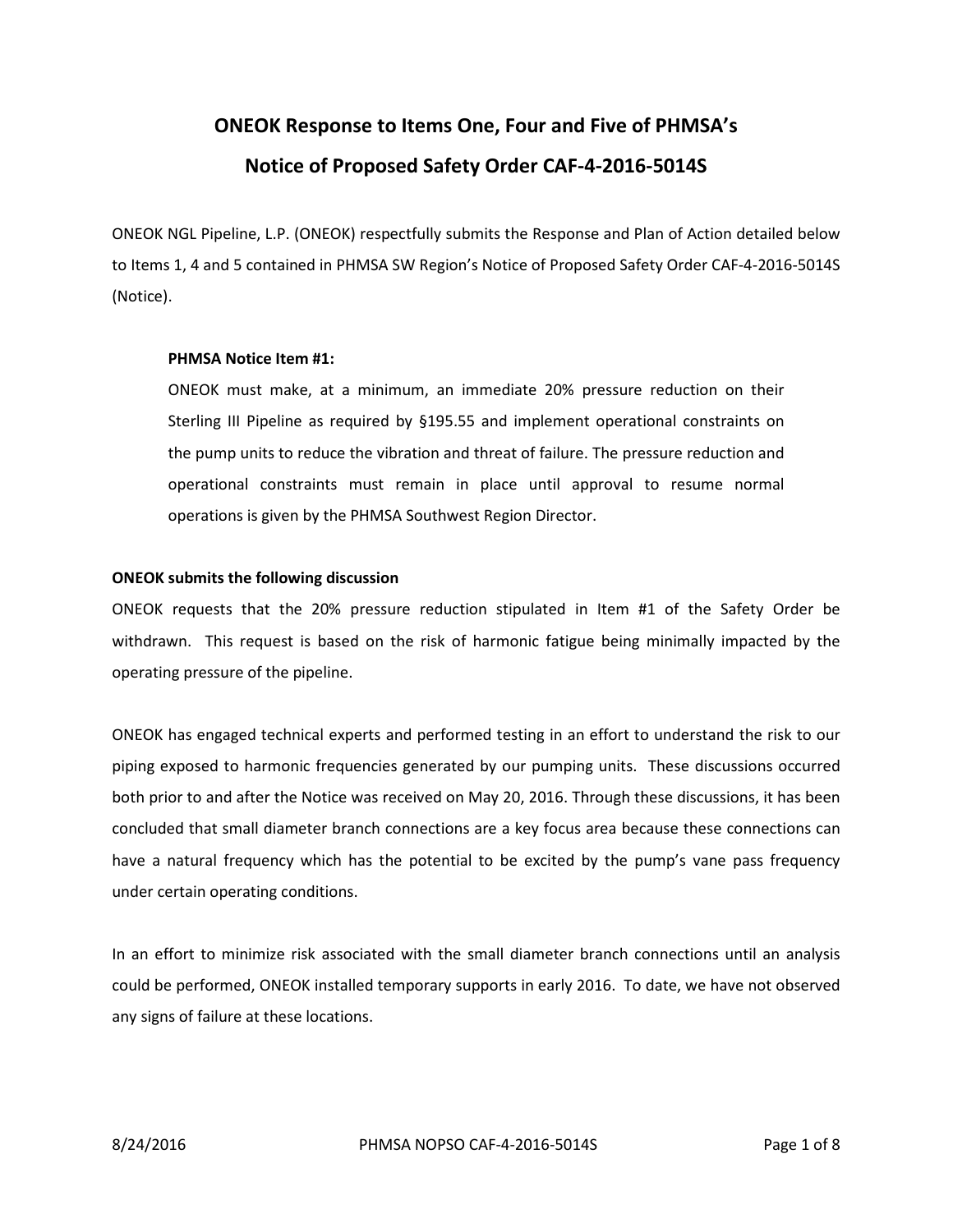# ONEOK Response to Items One, Four and Five of PHMSA's Notice of Proposed Safety Order CAF-4-2016-5014S

ONEOK NGL Pipeline, L.P. (ONEOK) respectfully submits the Response and Plan of Action detailed below to Items 1, 4 and 5 contained in PHMSA SW Region's Notice of Proposed Safety Order CAF-4-2016-5014S (Notice).

> **PHMSA Notice Item #1:**
>
> ONEOK must make, at a minimum, an immediate 20% pressure reduction on their Sterling III Pipeline as required by §195.55 and implement operational constraints on the pump units to reduce the vibration and threat of failure. The pressure reduction and operational constraints must remain in place until approval to resume normal operations is given by the PHMSA Southwest Region Director.

**ONEOK submits the following discussion**

ONEOK requests that the 20% pressure reduction stipulated in Item #1 of the Safety Order be withdrawn. This request is based on the risk of harmonic fatigue being minimally impacted by the operating pressure of the pipeline.

ONEOK has engaged technical experts and performed testing in an effort to understand the risk to our piping exposed to harmonic frequencies generated by our pumping units. These discussions occurred both prior to and after the Notice was received on May 20, 2016. Through these discussions, it has been concluded that small diameter branch connections are a key focus area because these connections can have a natural frequency which has the potential to be excited by the pump's vane pass frequency under certain operating conditions.

In an effort to minimize risk associated with the small diameter branch connections until an analysis could be performed, ONEOK installed temporary supports in early 2016. To date, we have not observed any signs of failure at these locations.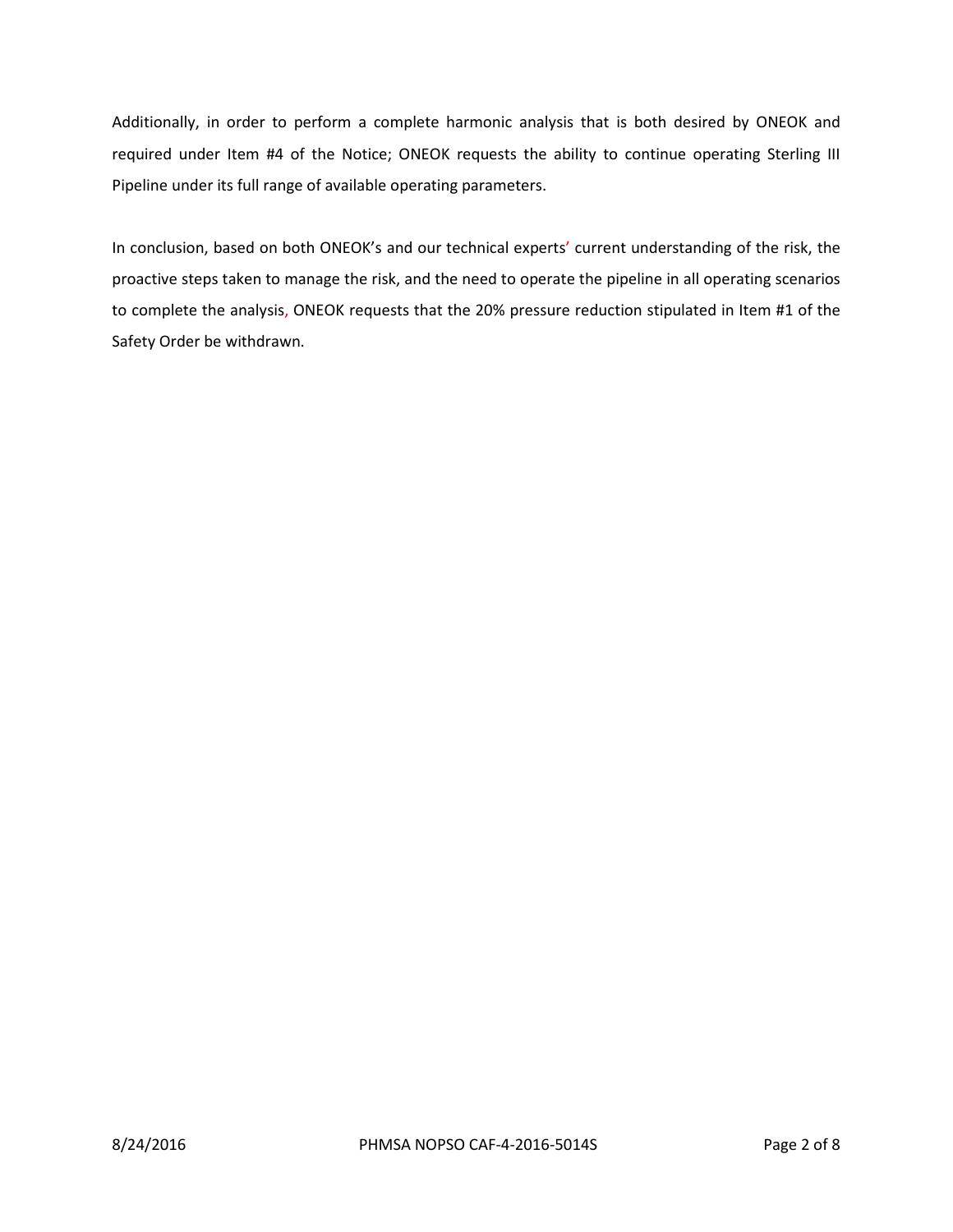Additionally, in order to perform a complete harmonic analysis that is both desired by ONEOK and required under Item #4 of the Notice; ONEOK requests the ability to continue operating Sterling III Pipeline under its full range of available operating parameters.

In conclusion, based on both ONEOK's and our technical experts' current understanding of the risk, the proactive steps taken to manage the risk, and the need to operate the pipeline in all operating scenarios to complete the analysis, ONEOK requests that the 20% pressure reduction stipulated in Item #1 of the Safety Order be withdrawn.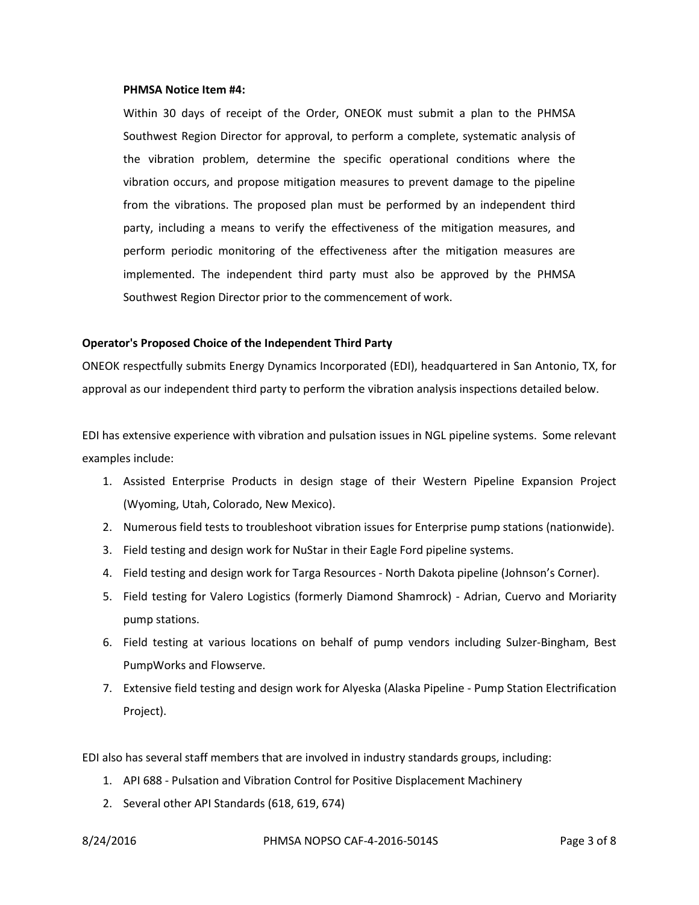**PHMSA Notice Item #4:**

Within 30 days of receipt of the Order, ONEOK must submit a plan to the PHMSA Southwest Region Director for approval, to perform a complete, systematic analysis of the vibration problem, determine the specific operational conditions where the vibration occurs, and propose mitigation measures to prevent damage to the pipeline from the vibrations. The proposed plan must be performed by an independent third party, including a means to verify the effectiveness of the mitigation measures, and perform periodic monitoring of the effectiveness after the mitigation measures are implemented. The independent third party must also be approved by the PHMSA Southwest Region Director prior to the commencement of work.

**Operator's Proposed Choice of the Independent Third Party**

ONEOK respectfully submits Energy Dynamics Incorporated (EDI), headquartered in San Antonio, TX, for approval as our independent third party to perform the vibration analysis inspections detailed below.

EDI has extensive experience with vibration and pulsation issues in NGL pipeline systems. Some relevant examples include:

1. Assisted Enterprise Products in design stage of their Western Pipeline Expansion Project (Wyoming, Utah, Colorado, New Mexico).
2. Numerous field tests to troubleshoot vibration issues for Enterprise pump stations (nationwide).
3. Field testing and design work for NuStar in their Eagle Ford pipeline systems.
4. Field testing and design work for Targa Resources - North Dakota pipeline (Johnson's Corner).
5. Field testing for Valero Logistics (formerly Diamond Shamrock) - Adrian, Cuervo and Moriarity pump stations.
6. Field testing at various locations on behalf of pump vendors including Sulzer-Bingham, Best PumpWorks and Flowserve.
7. Extensive field testing and design work for Alyeska (Alaska Pipeline - Pump Station Electrification Project).

EDI also has several staff members that are involved in industry standards groups, including:

1. API 688 - Pulsation and Vibration Control for Positive Displacement Machinery
2. Several other API Standards (618, 619, 674)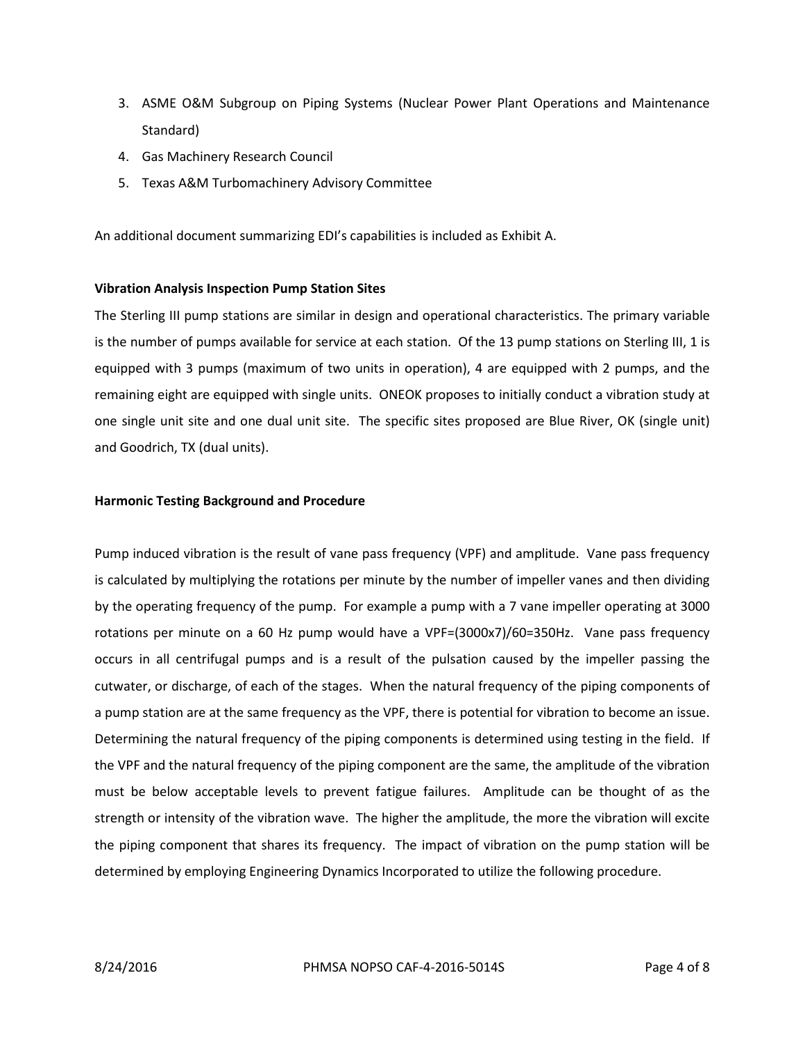3. ASME O&M Subgroup on Piping Systems (Nuclear Power Plant Operations and Maintenance Standard)
4. Gas Machinery Research Council
5. Texas A&M Turbomachinery Advisory Committee

An additional document summarizing EDI's capabilities is included as Exhibit A.

**Vibration Analysis Inspection Pump Station Sites**

The Sterling III pump stations are similar in design and operational characteristics. The primary variable is the number of pumps available for service at each station. Of the 13 pump stations on Sterling III, 1 is equipped with 3 pumps (maximum of two units in operation), 4 are equipped with 2 pumps, and the remaining eight are equipped with single units. ONEOK proposes to initially conduct a vibration study at one single unit site and one dual unit site. The specific sites proposed are Blue River, OK (single unit) and Goodrich, TX (dual units).

**Harmonic Testing Background and Procedure**

Pump induced vibration is the result of vane pass frequency (VPF) and amplitude. Vane pass frequency is calculated by multiplying the rotations per minute by the number of impeller vanes and then dividing by the operating frequency of the pump. For example a pump with a 7 vane impeller operating at 3000 rotations per minute on a 60 Hz pump would have a VPF=(3000x7)/60=350Hz. Vane pass frequency occurs in all centrifugal pumps and is a result of the pulsation caused by the impeller passing the cutwater, or discharge, of each of the stages. When the natural frequency of the piping components of a pump station are at the same frequency as the VPF, there is potential for vibration to become an issue. Determining the natural frequency of the piping components is determined using testing in the field. If the VPF and the natural frequency of the piping component are the same, the amplitude of the vibration must be below acceptable levels to prevent fatigue failures. Amplitude can be thought of as the strength or intensity of the vibration wave. The higher the amplitude, the more the vibration will excite the piping component that shares its frequency. The impact of vibration on the pump station will be determined by employing Engineering Dynamics Incorporated to utilize the following procedure.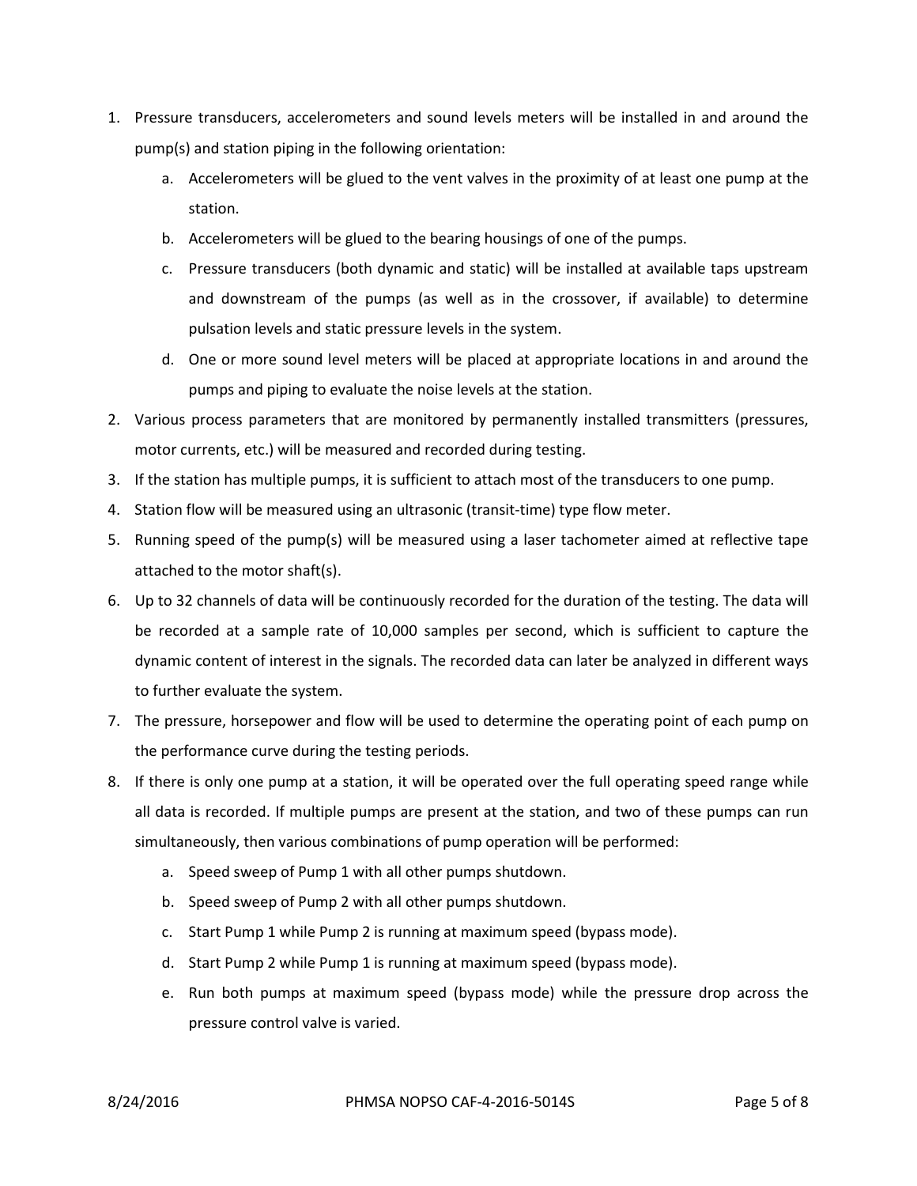1. Pressure transducers, accelerometers and sound levels meters will be installed in and around the pump(s) and station piping in the following orientation:
    a. Accelerometers will be glued to the vent valves in the proximity of at least one pump at the station.
    b. Accelerometers will be glued to the bearing housings of one of the pumps.
    c. Pressure transducers (both dynamic and static) will be installed at available taps upstream and downstream of the pumps (as well as in the crossover, if available) to determine pulsation levels and static pressure levels in the system.
    d. One or more sound level meters will be placed at appropriate locations in and around the pumps and piping to evaluate the noise levels at the station.
2. Various process parameters that are monitored by permanently installed transmitters (pressures, motor currents, etc.) will be measured and recorded during testing.
3. If the station has multiple pumps, it is sufficient to attach most of the transducers to one pump.
4. Station flow will be measured using an ultrasonic (transit-time) type flow meter.
5. Running speed of the pump(s) will be measured using a laser tachometer aimed at reflective tape attached to the motor shaft(s).
6. Up to 32 channels of data will be continuously recorded for the duration of the testing. The data will be recorded at a sample rate of 10,000 samples per second, which is sufficient to capture the dynamic content of interest in the signals. The recorded data can later be analyzed in different ways to further evaluate the system.
7. The pressure, horsepower and flow will be used to determine the operating point of each pump on the performance curve during the testing periods.
8. If there is only one pump at a station, it will be operated over the full operating speed range while all data is recorded. If multiple pumps are present at the station, and two of these pumps can run simultaneously, then various combinations of pump operation will be performed:
    a. Speed sweep of Pump 1 with all other pumps shutdown.
    b. Speed sweep of Pump 2 with all other pumps shutdown.
    c. Start Pump 1 while Pump 2 is running at maximum speed (bypass mode).
    d. Start Pump 2 while Pump 1 is running at maximum speed (bypass mode).
    e. Run both pumps at maximum speed (bypass mode) while the pressure drop across the pressure control valve is varied.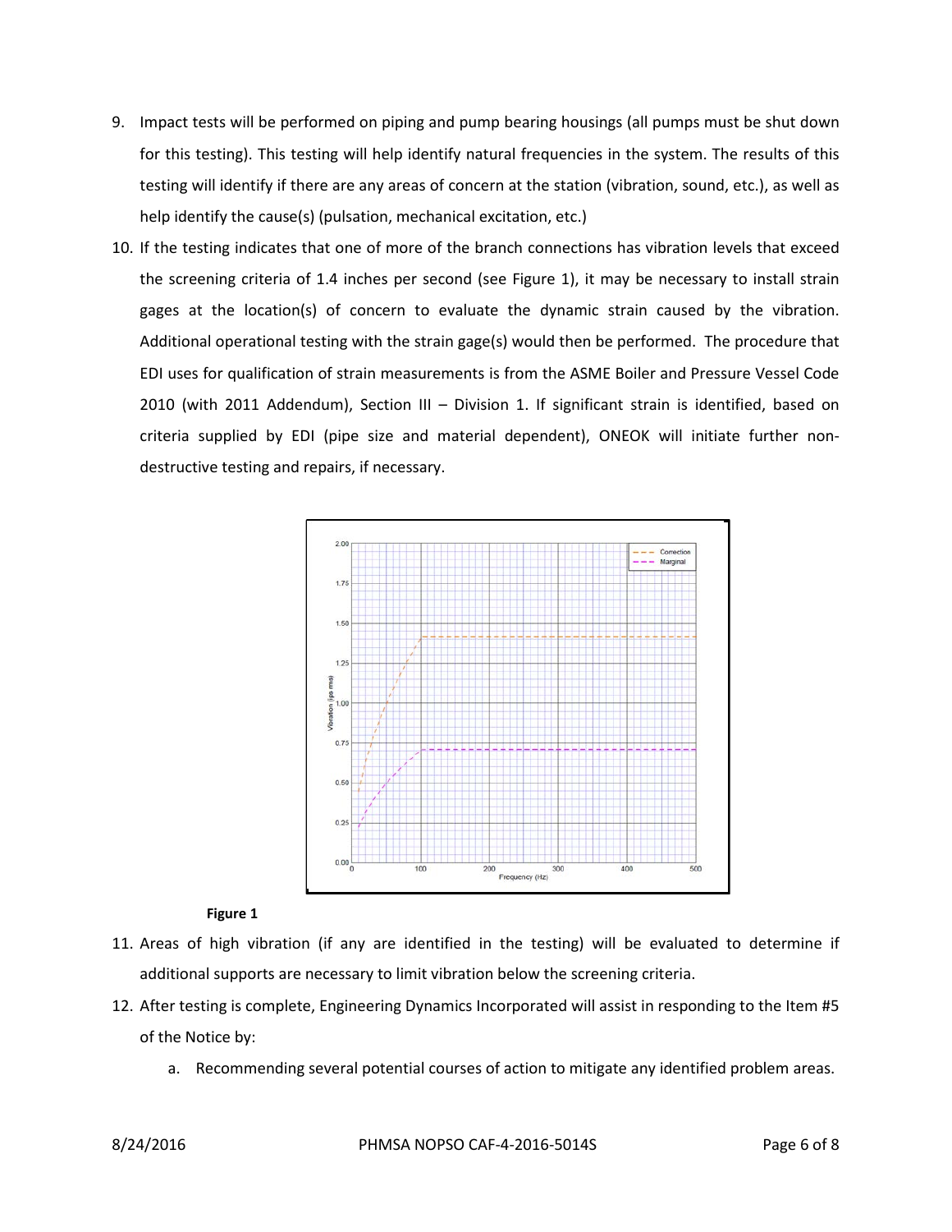9. Impact tests will be performed on piping and pump bearing housings (all pumps must be shut down for this testing). This testing will help identify natural frequencies in the system. The results of this testing will identify if there are any areas of concern at the station (vibration, sound, etc.), as well as help identify the cause(s) (pulsation, mechanical excitation, etc.)
10. If the testing indicates that one of more of the branch connections has vibration levels that exceed the screening criteria of 1.4 inches per second (see Figure 1), it may be necessary to install strain gages at the location(s) of concern to evaluate the dynamic strain caused by the vibration. Additional operational testing with the strain gage(s) would then be performed. The procedure that EDI uses for qualification of strain measurements is from the ASME Boiler and Pressure Vessel Code 2010 (with 2011 Addendum), Section III – Division 1. If significant strain is identified, based on criteria supplied by EDI (pipe size and material dependent), ONEOK will initiate further non-destructive testing and repairs, if necessary.

**Figure 1**

11. Areas of high vibration (if any are identified in the testing) will be evaluated to determine if additional supports are necessary to limit vibration below the screening criteria.
12. After testing is complete, Engineering Dynamics Incorporated will assist in responding to the Item #5 of the Notice by:
    a. Recommending several potential courses of action to mitigate any identified problem areas.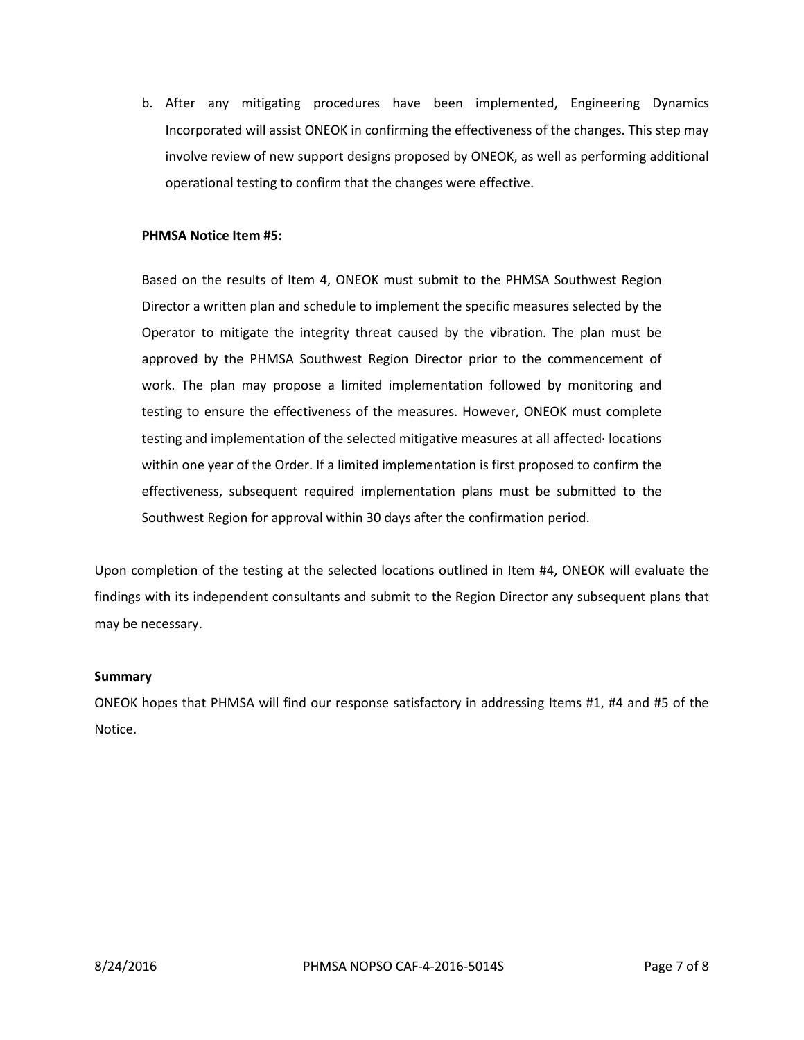b. After any mitigating procedures have been implemented, Engineering Dynamics Incorporated will assist ONEOK in confirming the effectiveness of the changes. This step may involve review of new support designs proposed by ONEOK, as well as performing additional operational testing to confirm that the changes were effective.

**PHMSA Notice Item #5:**

Based on the results of Item 4, ONEOK must submit to the PHMSA Southwest Region Director a written plan and schedule to implement the specific measures selected by the Operator to mitigate the integrity threat caused by the vibration. The plan must be approved by the PHMSA Southwest Region Director prior to the commencement of work. The plan may propose a limited implementation followed by monitoring and testing to ensure the effectiveness of the measures. However, ONEOK must complete testing and implementation of the selected mitigative measures at all affected· locations within one year of the Order. If a limited implementation is first proposed to confirm the effectiveness, subsequent required implementation plans must be submitted to the Southwest Region for approval within 30 days after the confirmation period.

Upon completion of the testing at the selected locations outlined in Item #4, ONEOK will evaluate the findings with its independent consultants and submit to the Region Director any subsequent plans that may be necessary.

**Summary**

ONEOK hopes that PHMSA will find our response satisfactory in addressing Items #1, #4 and #5 of the Notice.